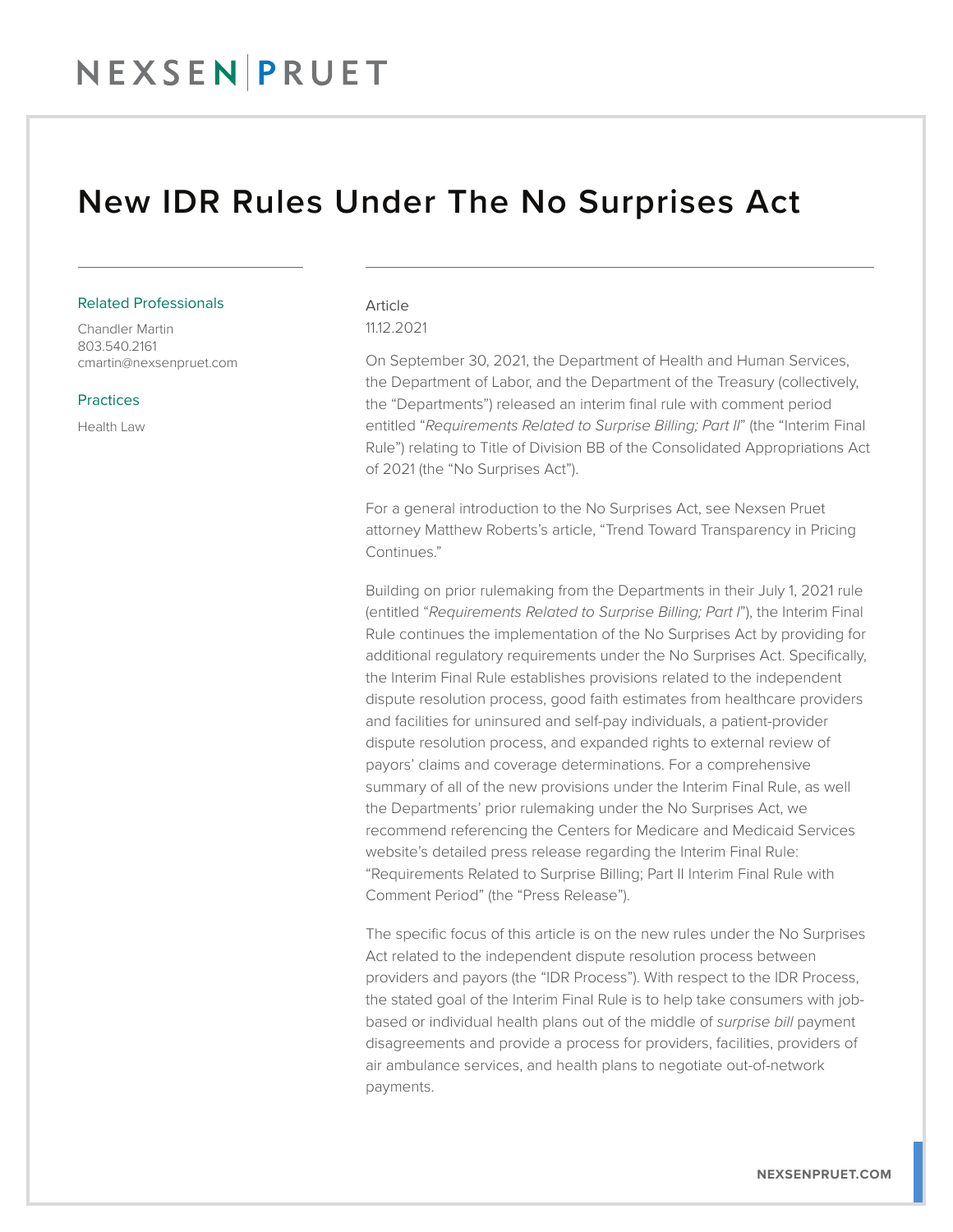# New IDR Rules Under The No Surprises Act

Related Professionals

Chandler Martin
803.540.2161
cmartin@nexsenpruet.com

Practices

Health Law

Article
11.12.2021

On September 30, 2021, the Department of Health and Human Services, the Department of Labor, and the Department of the Treasury (collectively, the "Departments") released an interim final rule with comment period entitled "*Requirements Related to Surprise Billing; Part II*" (the "Interim Final Rule") relating to Title of Division BB of the Consolidated Appropriations Act of 2021 (the "No Surprises Act").

For a general introduction to the No Surprises Act, see Nexsen Pruet attorney Matthew Roberts's article, "Trend Toward Transparency in Pricing Continues."

Building on prior rulemaking from the Departments in their July 1, 2021 rule (entitled "*Requirements Related to Surprise Billing; Part I*"), the Interim Final Rule continues the implementation of the No Surprises Act by providing for additional regulatory requirements under the No Surprises Act. Specifically, the Interim Final Rule establishes provisions related to the independent dispute resolution process, good faith estimates from healthcare providers and facilities for uninsured and self-pay individuals, a patient-provider dispute resolution process, and expanded rights to external review of payors' claims and coverage determinations. For a comprehensive summary of all of the new provisions under the Interim Final Rule, as well the Departments' prior rulemaking under the No Surprises Act, we recommend referencing the Centers for Medicare and Medicaid Services website's detailed press release regarding the Interim Final Rule: "Requirements Related to Surprise Billing; Part II Interim Final Rule with Comment Period" (the "Press Release").

The specific focus of this article is on the new rules under the No Surprises Act related to the independent dispute resolution process between providers and payors (the "IDR Process"). With respect to the IDR Process, the stated goal of the Interim Final Rule is to help take consumers with job-based or individual health plans out of the middle of *surprise bill* payment disagreements and provide a process for providers, facilities, providers of air ambulance services, and health plans to negotiate out-of-network payments.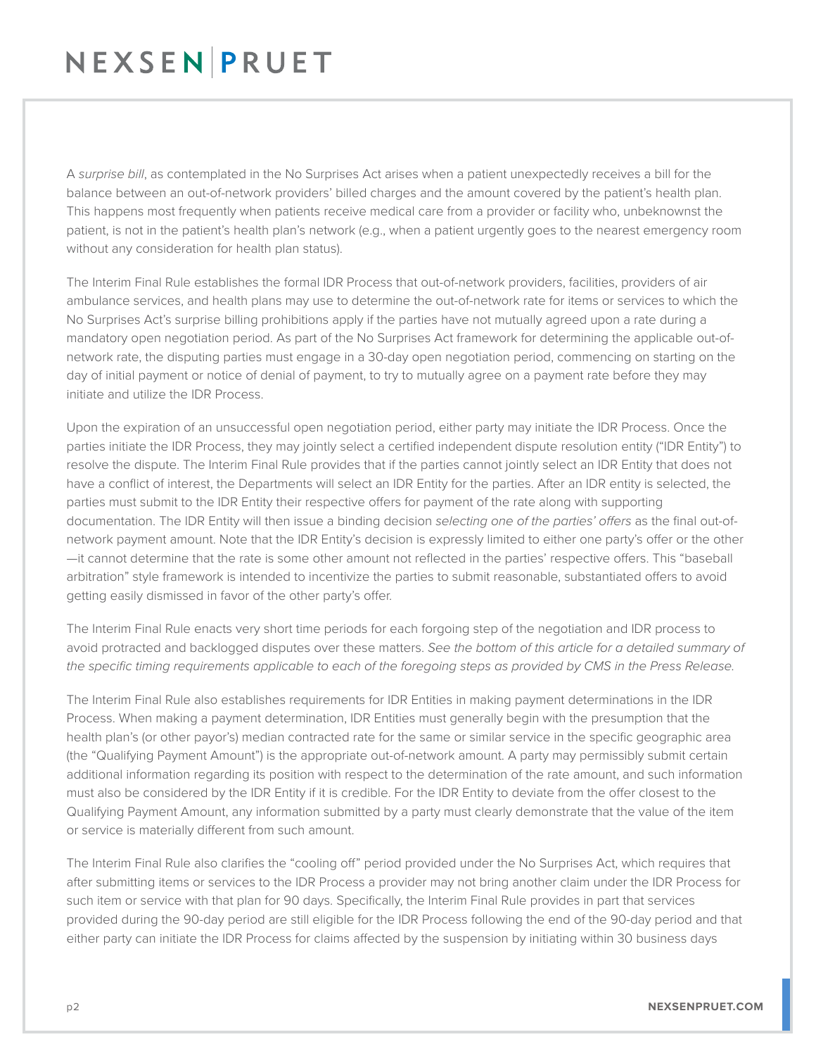A *surprise bill*, as contemplated in the No Surprises Act arises when a patient unexpectedly receives a bill for the balance between an out-of-network providers' billed charges and the amount covered by the patient's health plan. This happens most frequently when patients receive medical care from a provider or facility who, unbeknownst the patient, is not in the patient's health plan's network (e.g., when a patient urgently goes to the nearest emergency room without any consideration for health plan status).

The Interim Final Rule establishes the formal IDR Process that out-of-network providers, facilities, providers of air ambulance services, and health plans may use to determine the out-of-network rate for items or services to which the No Surprises Act's surprise billing prohibitions apply if the parties have not mutually agreed upon a rate during a mandatory open negotiation period. As part of the No Surprises Act framework for determining the applicable out-of-network rate, the disputing parties must engage in a 30-day open negotiation period, commencing on starting on the day of initial payment or notice of denial of payment, to try to mutually agree on a payment rate before they may initiate and utilize the IDR Process.

Upon the expiration of an unsuccessful open negotiation period, either party may initiate the IDR Process. Once the parties initiate the IDR Process, they may jointly select a certified independent dispute resolution entity ("IDR Entity") to resolve the dispute. The Interim Final Rule provides that if the parties cannot jointly select an IDR Entity that does not have a conflict of interest, the Departments will select an IDR Entity for the parties. After an IDR entity is selected, the parties must submit to the IDR Entity their respective offers for payment of the rate along with supporting documentation. The IDR Entity will then issue a binding decision *selecting one of the parties' offers* as the final out-of-network payment amount. Note that the IDR Entity's decision is expressly limited to either one party's offer or the other—it cannot determine that the rate is some other amount not reflected in the parties' respective offers. This "baseball arbitration" style framework is intended to incentivize the parties to submit reasonable, substantiated offers to avoid getting easily dismissed in favor of the other party's offer.

The Interim Final Rule enacts very short time periods for each forgoing step of the negotiation and IDR process to avoid protracted and backlogged disputes over these matters. *See the bottom of this article for a detailed summary of the specific timing requirements applicable to each of the foregoing steps as provided by CMS in the Press Release.*

The Interim Final Rule also establishes requirements for IDR Entities in making payment determinations in the IDR Process. When making a payment determination, IDR Entities must generally begin with the presumption that the health plan's (or other payor's) median contracted rate for the same or similar service in the specific geographic area (the "Qualifying Payment Amount") is the appropriate out-of-network amount. A party may permissibly submit certain additional information regarding its position with respect to the determination of the rate amount, and such information must also be considered by the IDR Entity if it is credible. For the IDR Entity to deviate from the offer closest to the Qualifying Payment Amount, any information submitted by a party must clearly demonstrate that the value of the item or service is materially different from such amount.

The Interim Final Rule also clarifies the "cooling off" period provided under the No Surprises Act, which requires that after submitting items or services to the IDR Process a provider may not bring another claim under the IDR Process for such item or service with that plan for 90 days. Specifically, the Interim Final Rule provides in part that services provided during the 90-day period are still eligible for the IDR Process following the end of the 90-day period and that either party can initiate the IDR Process for claims affected by the suspension by initiating within 30 business days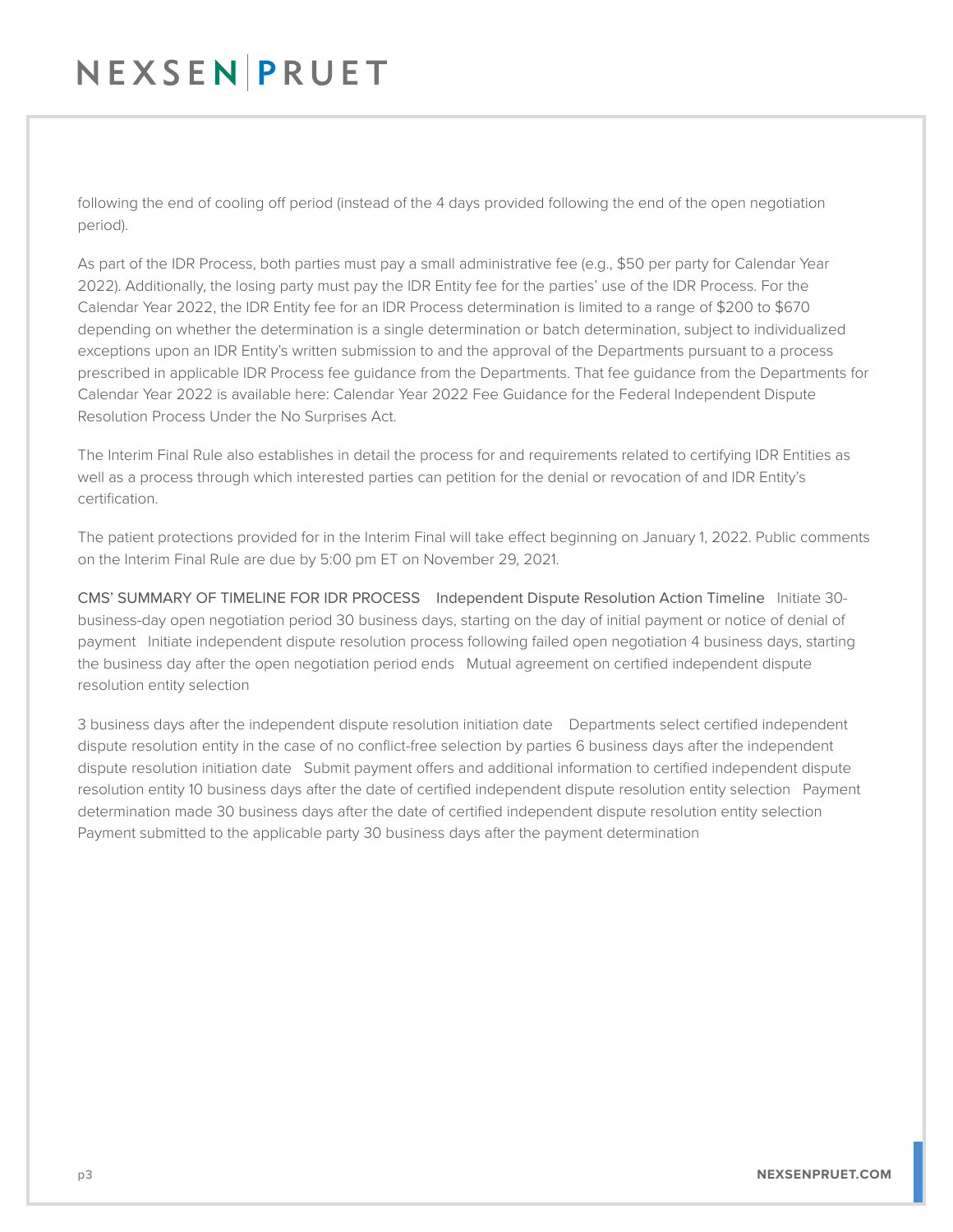following the end of cooling off period (instead of the 4 days provided following the end of the open negotiation period).

As part of the IDR Process, both parties must pay a small administrative fee (e.g., $50 per party for Calendar Year 2022). Additionally, the losing party must pay the IDR Entity fee for the parties' use of the IDR Process. For the Calendar Year 2022, the IDR Entity fee for an IDR Process determination is limited to a range of $200 to $670 depending on whether the determination is a single determination or batch determination, subject to individualized exceptions upon an IDR Entity's written submission to and the approval of the Departments pursuant to a process prescribed in applicable IDR Process fee guidance from the Departments. That fee guidance from the Departments for Calendar Year 2022 is available here: Calendar Year 2022 Fee Guidance for the Federal Independent Dispute Resolution Process Under the No Surprises Act.

The Interim Final Rule also establishes in detail the process for and requirements related to certifying IDR Entities as well as a process through which interested parties can petition for the denial or revocation of and IDR Entity's certification.

The patient protections provided for in the Interim Final will take effect beginning on January 1, 2022. Public comments on the Interim Final Rule are due by 5:00 pm ET on November 29, 2021.

CMS' SUMMARY OF TIMELINE FOR IDR PROCESS   Independent Dispute Resolution Action Timeline   Initiate 30-business-day open negotiation period 30 business days, starting on the day of initial payment or notice of denial of payment   Initiate independent dispute resolution process following failed open negotiation 4 business days, starting the business day after the open negotiation period ends   Mutual agreement on certified independent dispute resolution entity selection

3 business days after the independent dispute resolution initiation date   Departments select certified independent dispute resolution entity in the case of no conflict-free selection by parties 6 business days after the independent dispute resolution initiation date   Submit payment offers and additional information to certified independent dispute resolution entity 10 business days after the date of certified independent dispute resolution entity selection   Payment determination made 30 business days after the date of certified independent dispute resolution entity selection   Payment submitted to the applicable party 30 business days after the payment determination